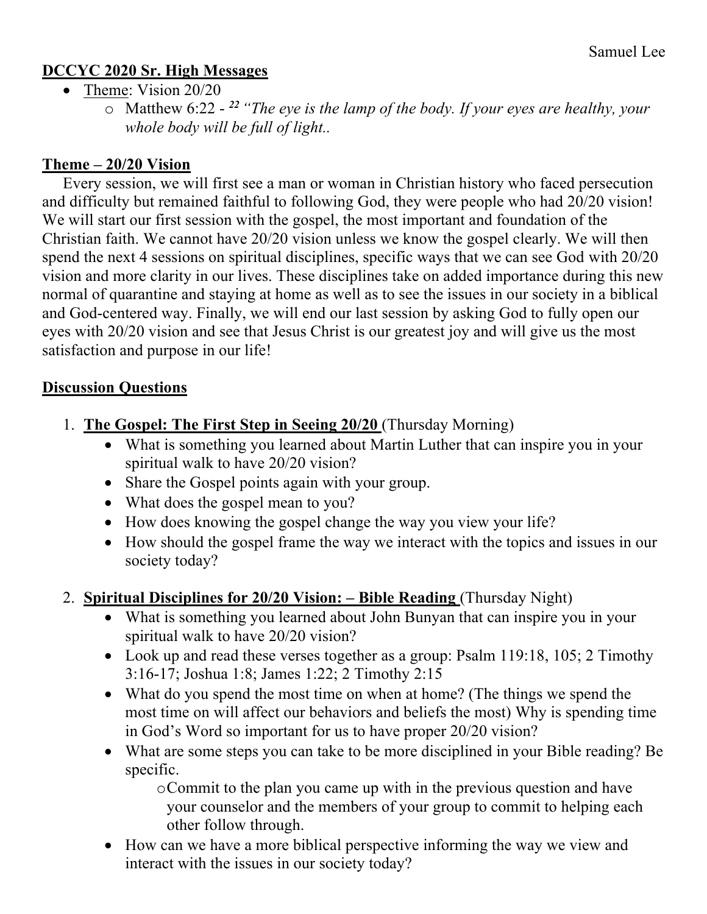Samuel Lee

**DCCYC 2020 Sr. High Messages**

- Theme: Vision 20/20
    - Matthew 6:22 - [22] *"The eye is the lamp of the body. If your eyes are healthy, your whole body will be full of light..*

## Theme – 20/20 Vision

Every session, we will first see a man or woman in Christian history who faced persecution and difficulty but remained faithful to following God, they were people who had 20/20 vision! We will start our first session with the gospel, the most important and foundation of the Christian faith. We cannot have 20/20 vision unless we know the gospel clearly. We will then spend the next 4 sessions on spiritual disciplines, specific ways that we can see God with 20/20 vision and more clarity in our lives. These disciplines take on added importance during this new normal of quarantine and staying at home as well as to see the issues in our society in a biblical and God-centered way. Finally, we will end our last session by asking God to fully open our eyes with 20/20 vision and see that Jesus Christ is our greatest joy and will give us the most satisfaction and purpose in our life!

## Discussion Questions

1. **The Gospel: The First Step in Seeing 20/20** (Thursday Morning)
    - What is something you learned about Martin Luther that can inspire you in your spiritual walk to have 20/20 vision?
    - Share the Gospel points again with your group.
    - What does the gospel mean to you?
    - How does knowing the gospel change the way you view your life?
    - How should the gospel frame the way we interact with the topics and issues in our society today?

2. **Spiritual Disciplines for 20/20 Vision: – Bible Reading** (Thursday Night)
    - What is something you learned about John Bunyan that can inspire you in your spiritual walk to have 20/20 vision?
    - Look up and read these verses together as a group: Psalm 119:18, 105; 2 Timothy 3:16-17; Joshua 1:8; James 1:22; 2 Timothy 2:15
    - What do you spend the most time on when at home? (The things we spend the most time on will affect our behaviors and beliefs the most) Why is spending time in God's Word so important for us to have proper 20/20 vision?
    - What are some steps you can take to be more disciplined in your Bible reading? Be specific.
        - Commit to the plan you came up with in the previous question and have your counselor and the members of your group to commit to helping each other follow through.
    - How can we have a more biblical perspective informing the way we view and interact with the issues in our society today?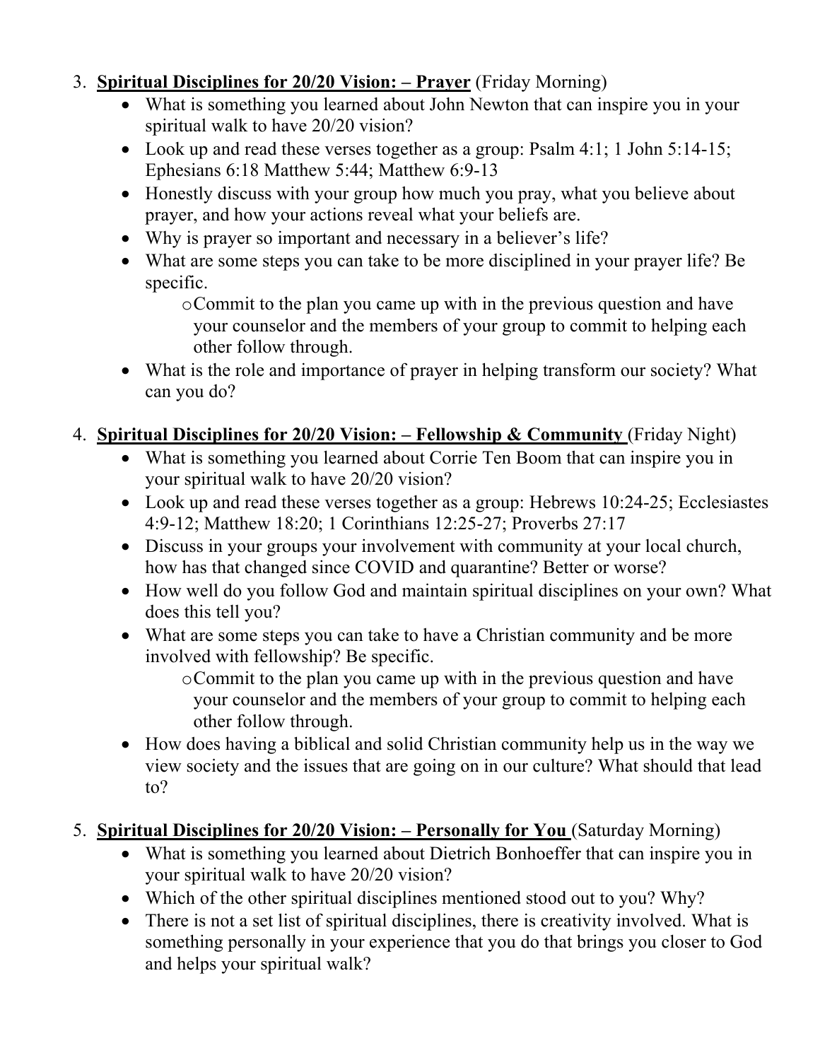3. **Spiritual Disciplines for 20/20 Vision: – Prayer** (Friday Morning)
    - What is something you learned about John Newton that can inspire you in your spiritual walk to have 20/20 vision?
    - Look up and read these verses together as a group: Psalm 4:1; 1 John 5:14-15; Ephesians 6:18 Matthew 5:44; Matthew 6:9-13
    - Honestly discuss with your group how much you pray, what you believe about prayer, and how your actions reveal what your beliefs are.
    - Why is prayer so important and necessary in a believer's life?
    - What are some steps you can take to be more disciplined in your prayer life? Be specific.
        - Commit to the plan you came up with in the previous question and have your counselor and the members of your group to commit to helping each other follow through.
    - What is the role and importance of prayer in helping transform our society? What can you do?

4. **Spiritual Disciplines for 20/20 Vision: – Fellowship & Community** (Friday Night)
    - What is something you learned about Corrie Ten Boom that can inspire you in your spiritual walk to have 20/20 vision?
    - Look up and read these verses together as a group: Hebrews 10:24-25; Ecclesiastes 4:9-12; Matthew 18:20; 1 Corinthians 12:25-27; Proverbs 27:17
    - Discuss in your groups your involvement with community at your local church, how has that changed since COVID and quarantine? Better or worse?
    - How well do you follow God and maintain spiritual disciplines on your own? What does this tell you?
    - What are some steps you can take to have a Christian community and be more involved with fellowship? Be specific.
        - Commit to the plan you came up with in the previous question and have your counselor and the members of your group to commit to helping each other follow through.
    - How does having a biblical and solid Christian community help us in the way we view society and the issues that are going on in our culture? What should that lead to?

5. **Spiritual Disciplines for 20/20 Vision: – Personally for You** (Saturday Morning)
    - What is something you learned about Dietrich Bonhoeffer that can inspire you in your spiritual walk to have 20/20 vision?
    - Which of the other spiritual disciplines mentioned stood out to you? Why?
    - There is not a set list of spiritual disciplines, there is creativity involved. What is something personally in your experience that you do that brings you closer to God and helps your spiritual walk?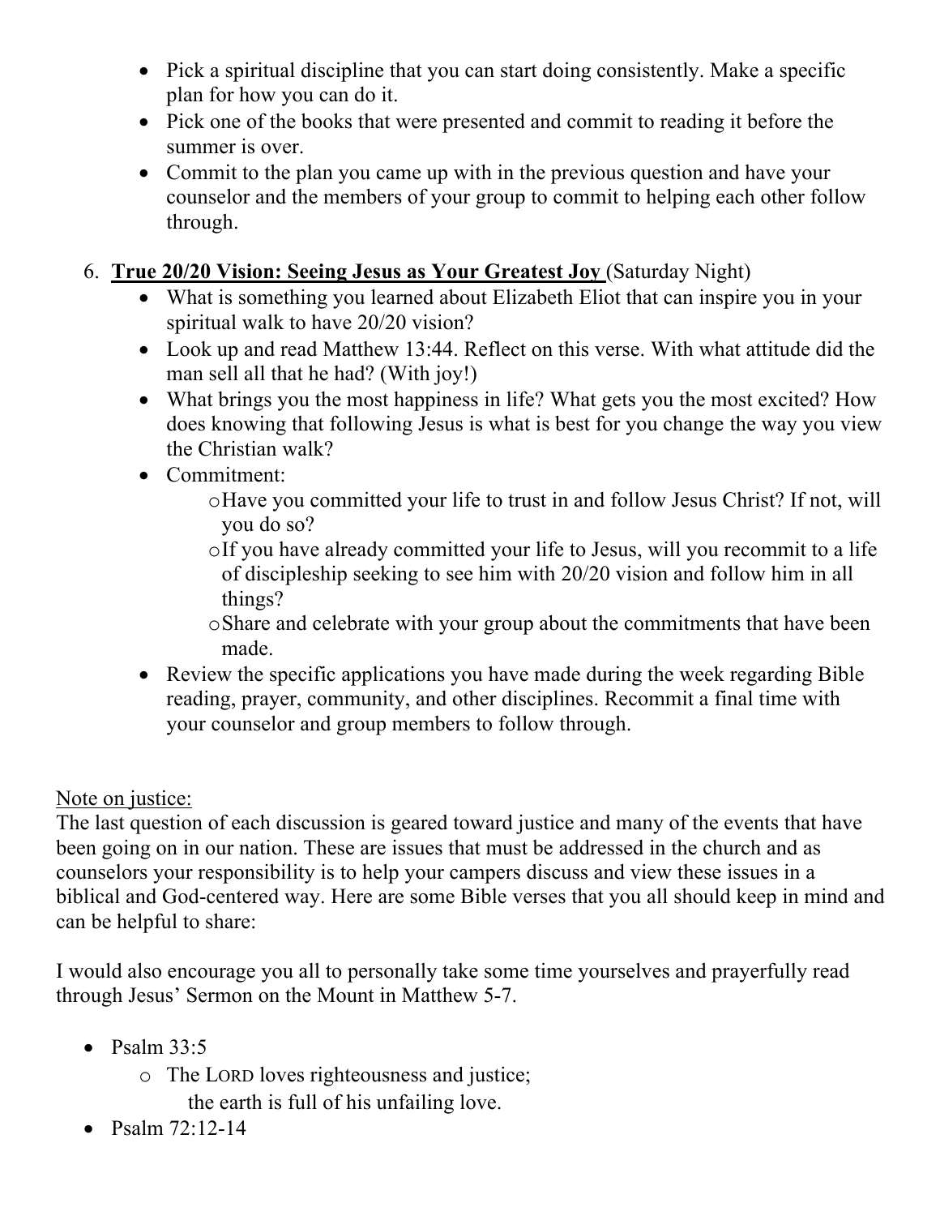- Pick a spiritual discipline that you can start doing consistently. Make a specific plan for how you can do it.
- Pick one of the books that were presented and commit to reading it before the summer is over.
- Commit to the plan you came up with in the previous question and have your counselor and the members of your group to commit to helping each other follow through.

6. <u>**True 20/20 Vision: Seeing Jesus as Your Greatest Joy**</u> (Saturday Night)
   - What is something you learned about Elizabeth Eliot that can inspire you in your spiritual walk to have 20/20 vision?
   - Look up and read Matthew 13:44. Reflect on this verse. With what attitude did the man sell all that he had? (With joy!)
   - What brings you the most happiness in life? What gets you the most excited? How does knowing that following Jesus is what is best for you change the way you view the Christian walk?
   - Commitment:
     - Have you committed your life to trust in and follow Jesus Christ? If not, will you do so?
     - If you have already committed your life to Jesus, will you recommit to a life of discipleship seeking to see him with 20/20 vision and follow him in all things?
     - Share and celebrate with your group about the commitments that have been made.
   - Review the specific applications you have made during the week regarding Bible reading, prayer, community, and other disciplines. Recommit a final time with your counselor and group members to follow through.

<u>Note on justice:</u>
The last question of each discussion is geared toward justice and many of the events that have been going on in our nation. These are issues that must be addressed in the church and as counselors your responsibility is to help your campers discuss and view these issues in a biblical and God-centered way. Here are some Bible verses that you all should keep in mind and can be helpful to share:

I would also encourage you all to personally take some time yourselves and prayerfully read through Jesus' Sermon on the Mount in Matthew 5-7.

- Psalm 33:5
  - The LORD loves righteousness and justice;
    the earth is full of his unfailing love.
- Psalm 72:12-14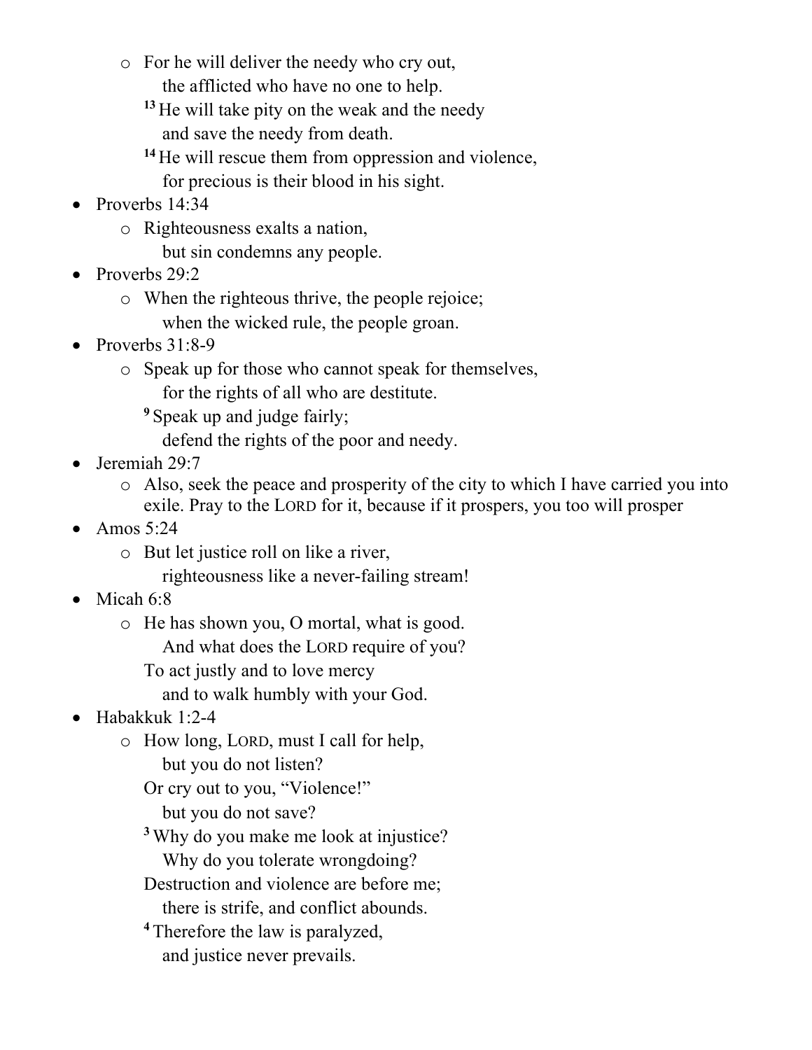- For he will deliver the needy who cry out,
    the afflicted who have no one to help.
    [13] He will take pity on the weak and the needy
    and save the needy from death.
    [14] He will rescue them from oppression and violence,
    for precious is their blood in his sight.
- Proverbs 14:34
  - Righteousness exalts a nation,
    but sin condemns any people.
- Proverbs 29:2
  - When the righteous thrive, the people rejoice;
    when the wicked rule, the people groan.
- Proverbs 31:8-9
  - Speak up for those who cannot speak for themselves,
    for the rights of all who are destitute.
    [9] Speak up and judge fairly;
    defend the rights of the poor and needy.
- Jeremiah 29:7
  - Also, seek the peace and prosperity of the city to which I have carried you into exile. Pray to the LORD for it, because if it prospers, you too will prosper
- Amos 5:24
  - But let justice roll on like a river,
    righteousness like a never-failing stream!
- Micah 6:8
  - He has shown you, O mortal, what is good.
    And what does the LORD require of you?
    To act justly and to love mercy
    and to walk humbly with your God.
- Habakkuk 1:2-4
  - How long, LORD, must I call for help,
    but you do not listen?
    Or cry out to you, "Violence!"
    but you do not save?
    [3] Why do you make me look at injustice?
    Why do you tolerate wrongdoing?
    Destruction and violence are before me;
    there is strife, and conflict abounds.
    [4] Therefore the law is paralyzed,
    and justice never prevails.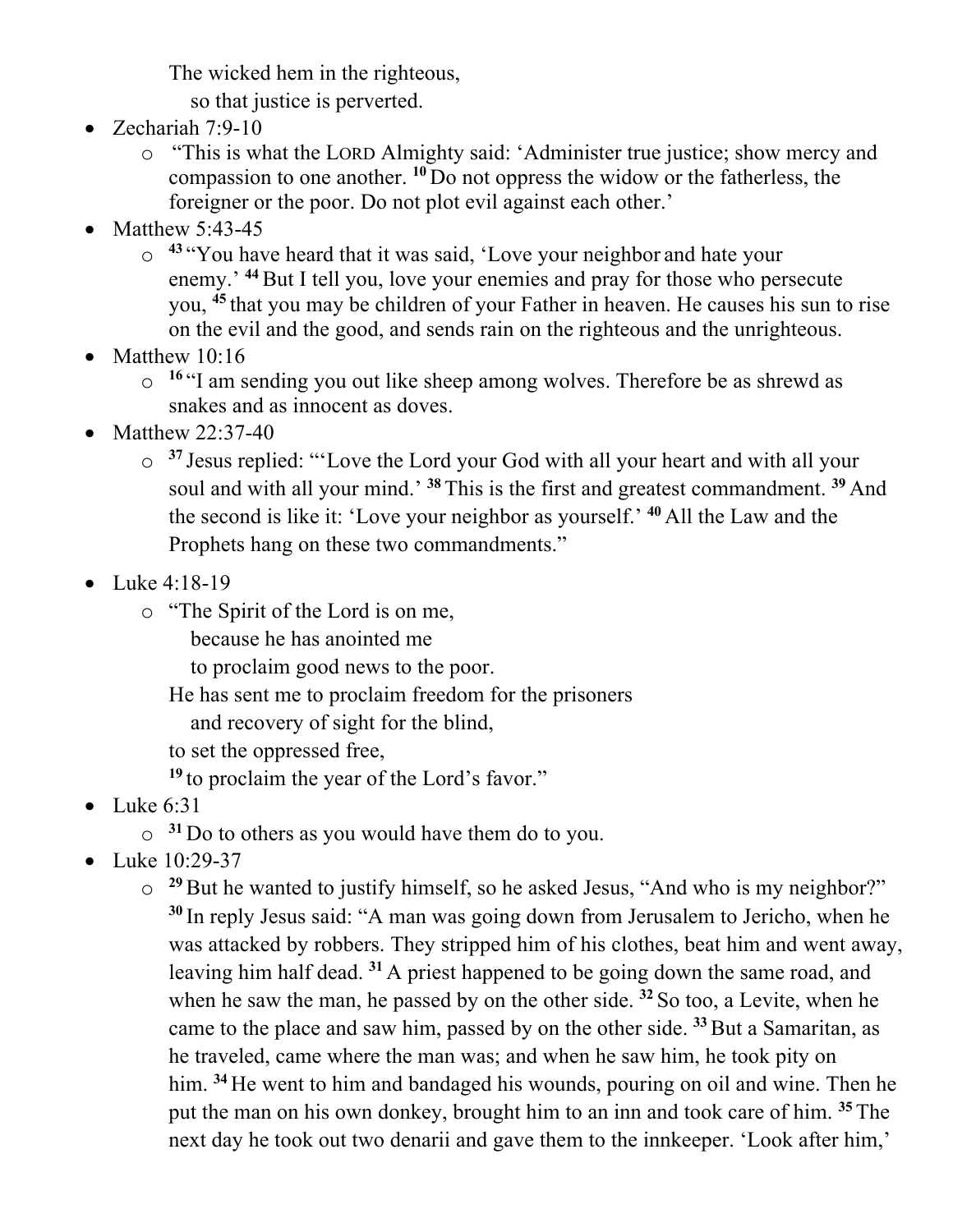The wicked hem in the righteous,
so that justice is perverted.

- Zechariah 7:9-10
  - “This is what the LORD Almighty said: ‘Administer true justice; show mercy and compassion to one another. [10] Do not oppress the widow or the fatherless, the foreigner or the poor. Do not plot evil against each other.’
- Matthew 5:43-45
  - [43] “You have heard that it was said, ‘Love your neighbor and hate your enemy.’ [44] But I tell you, love your enemies and pray for those who persecute you, [45] that you may be children of your Father in heaven. He causes his sun to rise on the evil and the good, and sends rain on the righteous and the unrighteous.
- Matthew 10:16
  - [16] “I am sending you out like sheep among wolves. Therefore be as shrewd as snakes and as innocent as doves.
- Matthew 22:37-40
  - [37] Jesus replied: “‘Love the Lord your God with all your heart and with all your soul and with all your mind.’ [38] This is the first and greatest commandment. [39] And the second is like it: ‘Love your neighbor as yourself.’ [40] All the Law and the Prophets hang on these two commandments.”
- Luke 4:18-19
  - “The Spirit of the Lord is on me,
    because he has anointed me
    to proclaim good news to the poor.
    He has sent me to proclaim freedom for the prisoners
    and recovery of sight for the blind,
    to set the oppressed free,
    [19] to proclaim the year of the Lord’s favor.”
- Luke 6:31
  - [31] Do to others as you would have them do to you.
- Luke 10:29-37
  - [29] But he wanted to justify himself, so he asked Jesus, “And who is my neighbor?” [30] In reply Jesus said: “A man was going down from Jerusalem to Jericho, when he was attacked by robbers. They stripped him of his clothes, beat him and went away, leaving him half dead. [31] A priest happened to be going down the same road, and when he saw the man, he passed by on the other side. [32] So too, a Levite, when he came to the place and saw him, passed by on the other side. [33] But a Samaritan, as he traveled, came where the man was; and when he saw him, he took pity on him. [34] He went to him and bandaged his wounds, pouring on oil and wine. Then he put the man on his own donkey, brought him to an inn and took care of him. [35] The next day he took out two denarii and gave them to the innkeeper. ‘Look after him,’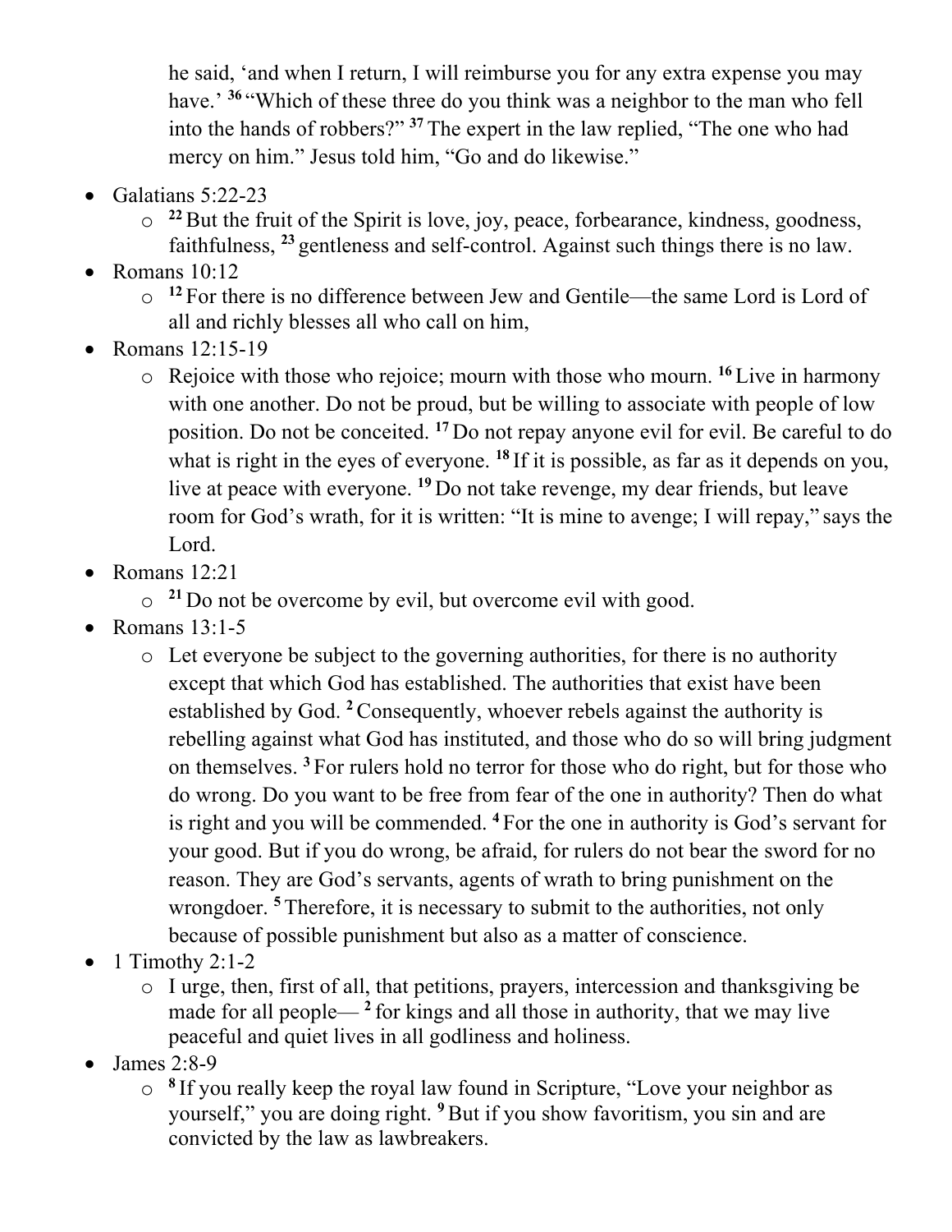he said, 'and when I return, I will reimburse you for any extra expense you may have.' [36] "Which of these three do you think was a neighbor to the man who fell into the hands of robbers?" [37] The expert in the law replied, "The one who had mercy on him." Jesus told him, "Go and do likewise."

- Galatians 5:22-23
  - [22] But the fruit of the Spirit is love, joy, peace, forbearance, kindness, goodness, faithfulness, [23] gentleness and self-control. Against such things there is no law.
- Romans 10:12
  - [12] For there is no difference between Jew and Gentile—the same Lord is Lord of all and richly blesses all who call on him,
- Romans 12:15-19
  - Rejoice with those who rejoice; mourn with those who mourn. [16] Live in harmony with one another. Do not be proud, but be willing to associate with people of low position. Do not be conceited. [17] Do not repay anyone evil for evil. Be careful to do what is right in the eyes of everyone. [18] If it is possible, as far as it depends on you, live at peace with everyone. [19] Do not take revenge, my dear friends, but leave room for God's wrath, for it is written: "It is mine to avenge; I will repay," says the Lord.
- Romans 12:21
  - [21] Do not be overcome by evil, but overcome evil with good.
- Romans 13:1-5
  - Let everyone be subject to the governing authorities, for there is no authority except that which God has established. The authorities that exist have been established by God. [2] Consequently, whoever rebels against the authority is rebelling against what God has instituted, and those who do so will bring judgment on themselves. [3] For rulers hold no terror for those who do right, but for those who do wrong. Do you want to be free from fear of the one in authority? Then do what is right and you will be commended. [4] For the one in authority is God's servant for your good. But if you do wrong, be afraid, for rulers do not bear the sword for no reason. They are God's servants, agents of wrath to bring punishment on the wrongdoer. [5] Therefore, it is necessary to submit to the authorities, not only because of possible punishment but also as a matter of conscience.
- 1 Timothy 2:1-2
  - I urge, then, first of all, that petitions, prayers, intercession and thanksgiving be made for all people— [2] for kings and all those in authority, that we may live peaceful and quiet lives in all godliness and holiness.
- James 2:8-9
  - [8] If you really keep the royal law found in Scripture, "Love your neighbor as yourself," you are doing right. [9] But if you show favoritism, you sin and are convicted by the law as lawbreakers.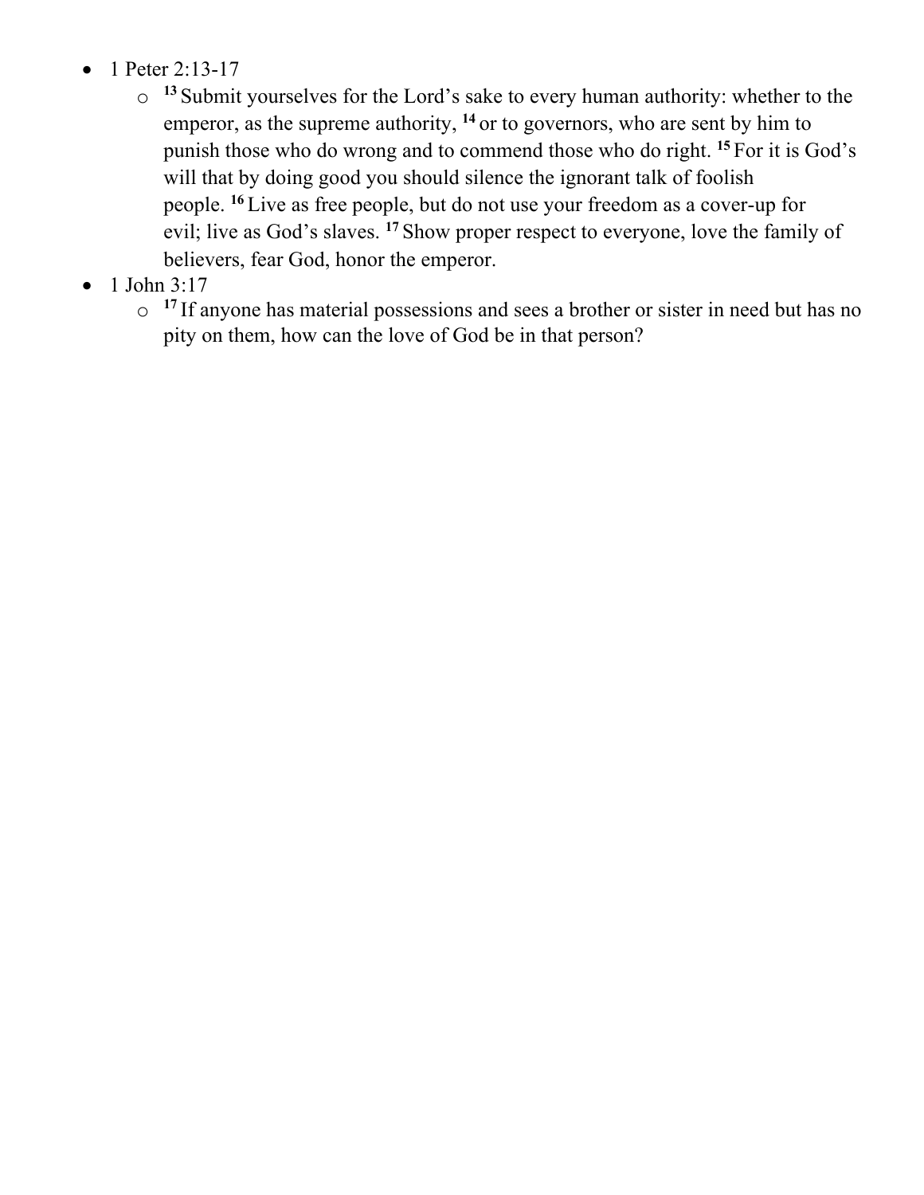- 1 Peter 2:13-17
  - [13] Submit yourselves for the Lord's sake to every human authority: whether to the emperor, as the supreme authority, [14] or to governors, who are sent by him to punish those who do wrong and to commend those who do right. [15] For it is God's will that by doing good you should silence the ignorant talk of foolish people. [16] Live as free people, but do not use your freedom as a cover-up for evil; live as God's slaves. [17] Show proper respect to everyone, love the family of believers, fear God, honor the emperor.
- 1 John 3:17
  - [17] If anyone has material possessions and sees a brother or sister in need but has no pity on them, how can the love of God be in that person?